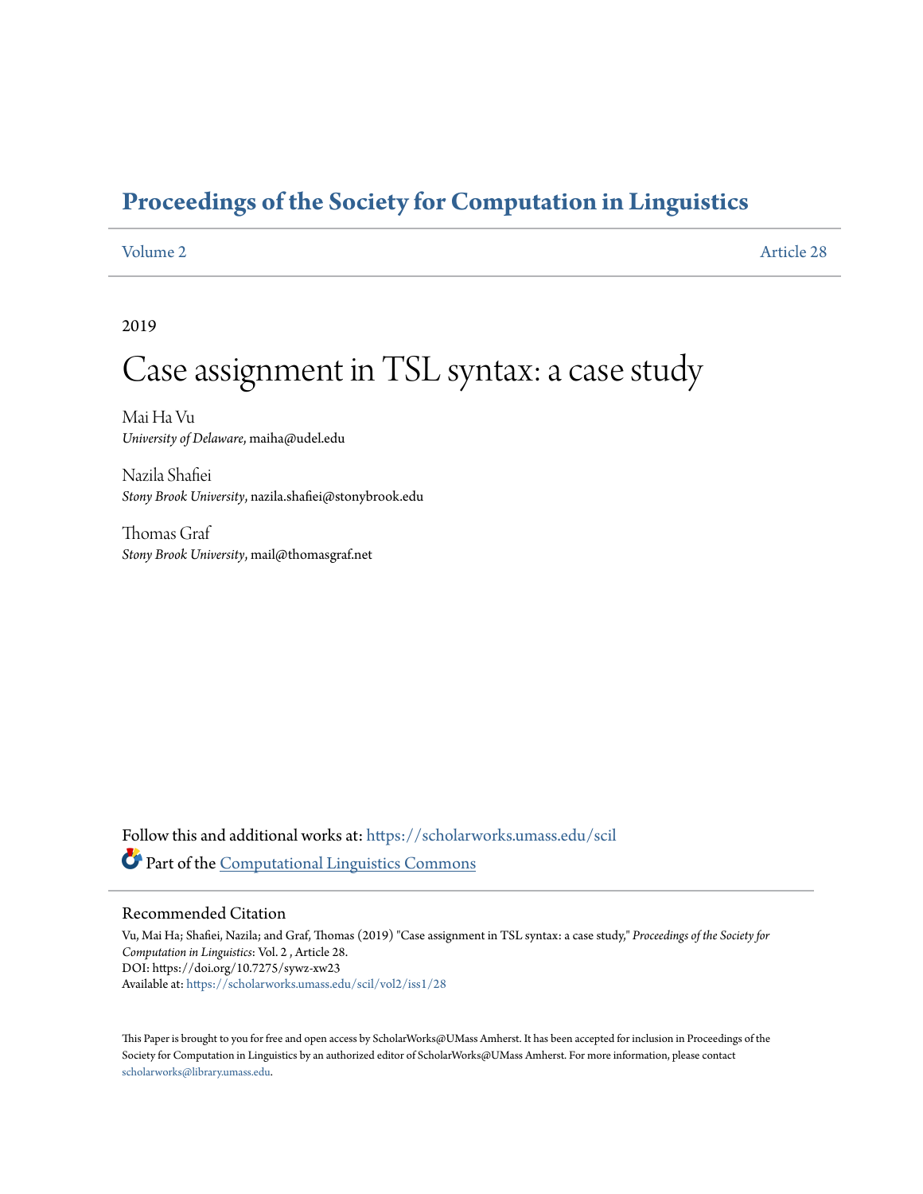# Proceedings of the Society for Computation in Linguistics

Volume 2 Article 28

2019

# Case assignment in TSL syntax: a case study

Mai Ha Vu
*University of Delaware*, maiha@udel.edu

Nazila Shafiei
*Stony Brook University*, nazila.shafiei@stonybrook.edu

Thomas Graf
*Stony Brook University*, mail@thomasgraf.net

Follow this and additional works at: https://scholarworks.umass.edu/scil

Part of the Computational Linguistics Commons

## Recommended Citation

Vu, Mai Ha; Shafiei, Nazila; and Graf, Thomas (2019) "Case assignment in TSL syntax: a case study," *Proceedings of the Society for Computation in Linguistics*: Vol. 2 , Article 28.
DOI: https://doi.org/10.7275/sywz-xw23
Available at: https://scholarworks.umass.edu/scil/vol2/iss1/28

This Paper is brought to you for free and open access by ScholarWorks@UMass Amherst. It has been accepted for inclusion in Proceedings of the Society for Computation in Linguistics by an authorized editor of ScholarWorks@UMass Amherst. For more information, please contact scholarworks@library.umass.edu.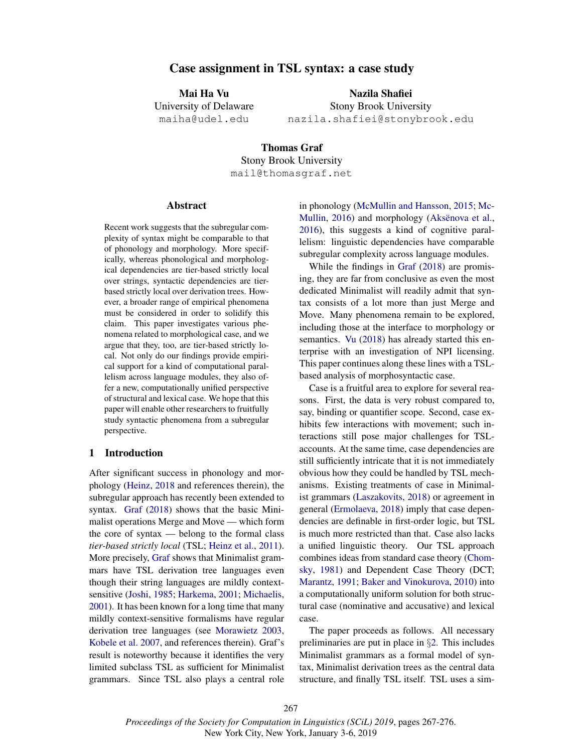# Case assignment in TSL syntax: a case study

**Mai Ha Vu**
University of Delaware
maiha@udel.edu

**Nazila Shafiei**
Stony Brook University
nazila.shafiei@stonybrook.edu

**Thomas Graf**
Stony Brook University
mail@thomasgraf.net

## Abstract

Recent work suggests that the subregular complexity of syntax might be comparable to that of phonology and morphology. More specifically, whereas phonological and morphological dependencies are tier-based strictly local over strings, syntactic dependencies are tier-based strictly local over derivation trees. However, a broader range of empirical phenomena must be considered in order to solidify this claim. This paper investigates various phenomena related to morphological case, and we argue that they, too, are tier-based strictly local. Not only do our findings provide empirical support for a kind of computational parallelism across language modules, they also offer a new, computationally unified perspective of structural and lexical case. We hope that this paper will enable other researchers to fruitfully study syntactic phenomena from a subregular perspective.

## 1 Introduction

After significant success in phonology and morphology (Heinz, 2018 and references therein), the subregular approach has recently been extended to syntax. Graf (2018) shows that the basic Minimalist operations Merge and Move — which form the core of syntax — belong to the formal class *tier-based strictly local* (TSL; Heinz et al., 2011). More precisely, Graf shows that Minimalist grammars have TSL derivation tree languages even though their string languages are mildly context-sensitive (Joshi, 1985; Harkema, 2001; Michaelis, 2001). It has been known for a long time that many mildly context-sensitive formalisms have regular derivation tree languages (see Morawietz 2003, Kobele et al. 2007, and references therein). Graf's result is noteworthy because it identifies the very limited subclass TSL as sufficient for Minimalist grammars. Since TSL also plays a central role in phonology (McMullin and Hansson, 2015; McMullin, 2016) and morphology (Aksënova et al., 2016), this suggests a kind of cognitive parallelism: linguistic dependencies have comparable subregular complexity across language modules.

While the findings in Graf (2018) are promising, they are far from conclusive as even the most dedicated Minimalist will readily admit that syntax consists of a lot more than just Merge and Move. Many phenomena remain to be explored, including those at the interface to morphology or semantics. Vu (2018) has already started this enterprise with an investigation of NPI licensing. This paper continues along these lines with a TSL-based analysis of morphosyntactic case.

Case is a fruitful area to explore for several reasons. First, the data is very robust compared to, say, binding or quantifier scope. Second, case exhibits few interactions with movement; such interactions still pose major challenges for TSL-accounts. At the same time, case dependencies are still sufficiently intricate that it is not immediately obvious how they could be handled by TSL mechanisms. Existing treatments of case in Minimalist grammars (Laszakovits, 2018) or agreement in general (Ermolaeva, 2018) imply that case dependencies are definable in first-order logic, but TSL is much more restricted than that. Case also lacks a unified linguistic theory. Our TSL approach combines ideas from standard case theory (Chomsky, 1981) and Dependent Case Theory (DCT; Marantz, 1991; Baker and Vinokurova, 2010) into a computationally uniform solution for both structural case (nominative and accusative) and lexical case.

The paper proceeds as follows. All necessary preliminaries are put in place in §2. This includes Minimalist grammars as a formal model of syntax, Minimalist derivation trees as the central data structure, and finally TSL itself. TSL uses a sim-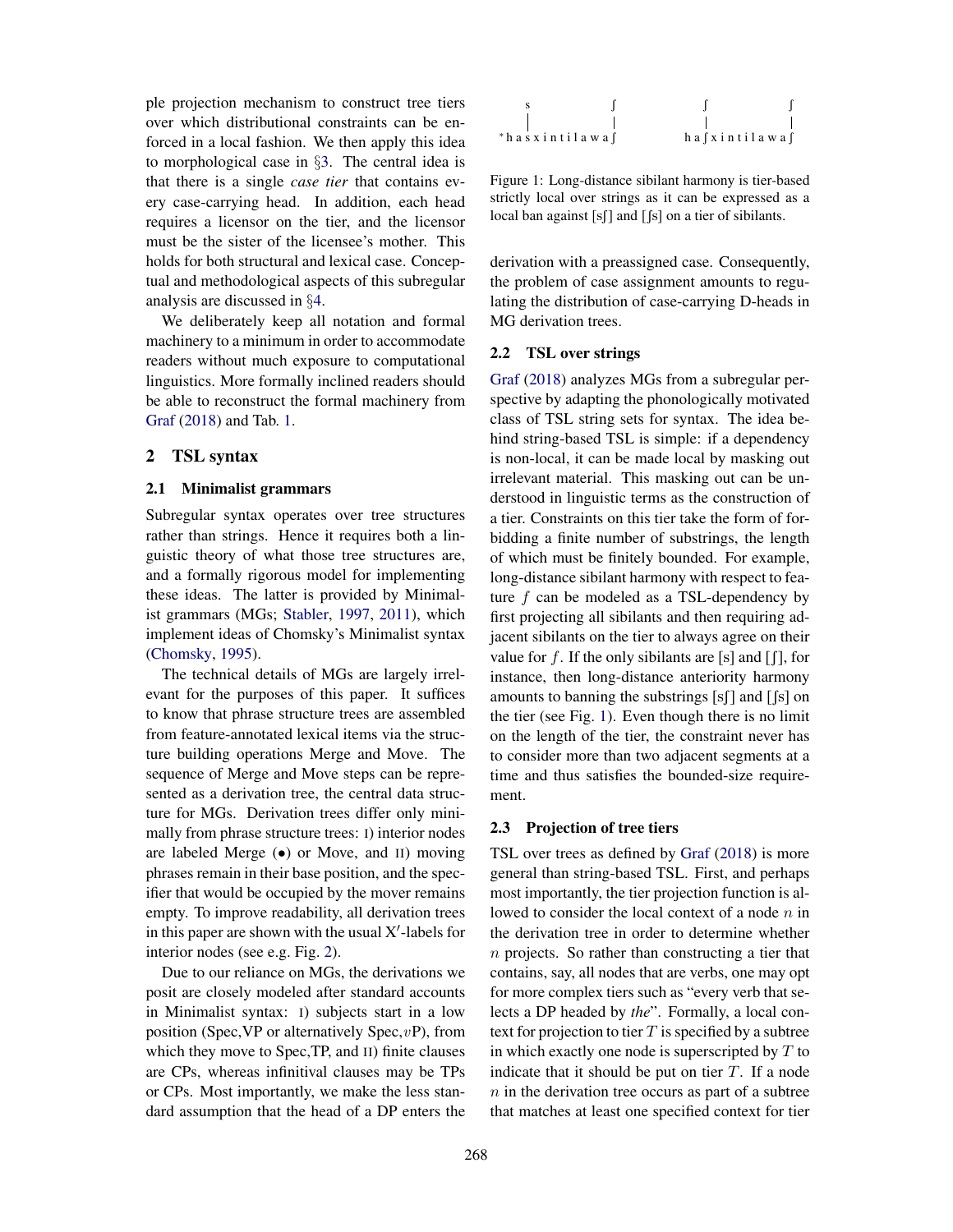ple projection mechanism to construct tree tiers over which distributional constraints can be enforced in a local fashion. We then apply this idea to morphological case in §3. The central idea is that there is a single *case tier* that contains every case-carrying head. In addition, each head requires a licensor on the tier, and the licensor must be the sister of the licensee's mother. This holds for both structural and lexical case. Conceptual and methodological aspects of this subregular analysis are discussed in §4.

We deliberately keep all notation and formal machinery to a minimum in order to accommodate readers without much exposure to computational linguistics. More formally inclined readers should be able to reconstruct the formal machinery from Graf (2018) and Tab. 1.

## 2 TSL syntax

### 2.1 Minimalist grammars

Subregular syntax operates over tree structures rather than strings. Hence it requires both a linguistic theory of what those tree structures are, and a formally rigorous model for implementing these ideas. The latter is provided by Minimalist grammars (MGs; Stabler, 1997, 2011), which implement ideas of Chomsky's Minimalist syntax (Chomsky, 1995).

The technical details of MGs are largely irrelevant for the purposes of this paper. It suffices to know that phrase structure trees are assembled from feature-annotated lexical items via the structure building operations Merge and Move. The sequence of Merge and Move steps can be represented as a derivation tree, the central data structure for MGs. Derivation trees differ only minimally from phrase structure trees: I) interior nodes are labeled Merge (•) or Move, and II) moving phrases remain in their base position, and the specifier that would be occupied by the mover remains empty. To improve readability, all derivation trees in this paper are shown with the usual X′-labels for interior nodes (see e.g. Fig. 2).

Due to our reliance on MGs, the derivations we posit are closely modeled after standard accounts in Minimalist syntax: I) subjects start in a low position (Spec,VP or alternatively Spec,$v$P), from which they move to Spec,TP, and II) finite clauses are CPs, whereas infinitival clauses may be TPs or CPs. Most importantly, we make the less standard assumption that the head of a DP enters the derivation with a preassigned case. Consequently, the problem of case assignment amounts to regulating the distribution of case-carrying D-heads in MG derivation trees.

```
s          ʃ              ʃ          ʃ
|          |              |          |
*h a s x i n t i l a w a ʃ    h a ʃ x i n t i l a w a ʃ
```

Figure 1: Long-distance sibilant harmony is tier-based strictly local over strings as it can be expressed as a local ban against [sʃ] and [ʃs] on a tier of sibilants.

### 2.2 TSL over strings

Graf (2018) analyzes MGs from a subregular perspective by adapting the phonologically motivated class of TSL string sets for syntax. The idea behind string-based TSL is simple: if a dependency is non-local, it can be made local by masking out irrelevant material. This masking out can be understood in linguistic terms as the construction of a tier. Constraints on this tier take the form of forbidding a finite number of substrings, the length of which must be finitely bounded. For example, long-distance sibilant harmony with respect to feature $f$ can be modeled as a TSL-dependency by first projecting all sibilants and then requiring adjacent sibilants on the tier to always agree on their value for $f$. If the only sibilants are [s] and [ʃ], for instance, then long-distance anteriority harmony amounts to banning the substrings [sʃ] and [ʃs] on the tier (see Fig. 1). Even though there is no limit on the length of the tier, the constraint never has to consider more than two adjacent segments at a time and thus satisfies the bounded-size requirement.

### 2.3 Projection of tree tiers

TSL over trees as defined by Graf (2018) is more general than string-based TSL. First, and perhaps most importantly, the tier projection function is allowed to consider the local context of a node $n$ in the derivation tree in order to determine whether $n$ projects. So rather than constructing a tier that contains, say, all nodes that are verbs, one may opt for more complex tiers such as "every verb that selects a DP headed by *the*". Formally, a local context for projection to tier $T$ is specified by a subtree in which exactly one node is superscripted by $T$ to indicate that it should be put on tier $T$. If a node $n$ in the derivation tree occurs as part of a subtree that matches at least one specified context for tier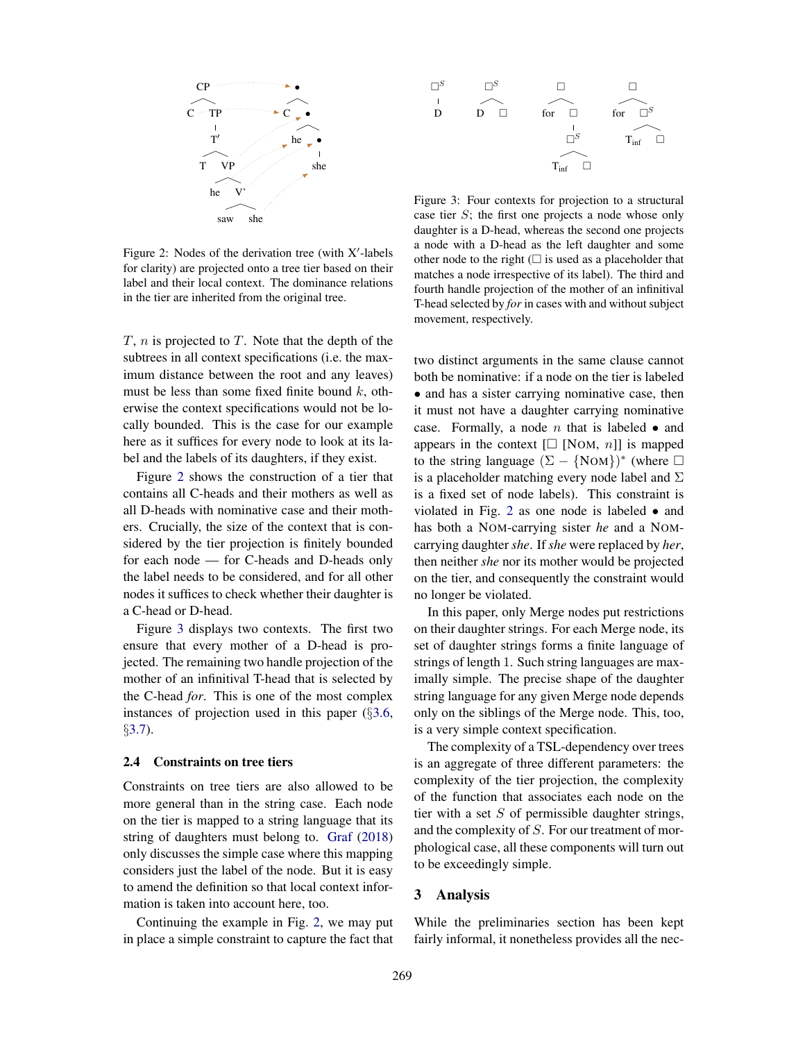Figure 2: Nodes of the derivation tree (with X′-labels for clarity) are projected onto a tree tier based on their label and their local context. The dominance relations in the tier are inherited from the original tree.

$T$, $n$ is projected to $T$. Note that the depth of the subtrees in all context specifications (i.e. the maximum distance between the root and any leaves) must be less than some fixed finite bound $k$, otherwise the context specifications would not be locally bounded. This is the case for our example here as it suffices for every node to look at its label and the labels of its daughters, if they exist.

Figure 2 shows the construction of a tier that contains all C-heads and their mothers as well as all D-heads with nominative case and their mothers. Crucially, the size of the context that is considered by the tier projection is finitely bounded for each node — for C-heads and D-heads only the label needs to be considered, and for all other nodes it suffices to check whether their daughter is a C-head or D-head.

Figure 3 displays two contexts. The first two ensure that every mother of a D-head is projected. The remaining two handle projection of the mother of an infinitival T-head that is selected by the C-head *for*. This is one of the most complex instances of projection used in this paper (§3.6, §3.7).

### 2.4 Constraints on tree tiers

Constraints on tree tiers are also allowed to be more general than in the string case. Each node on the tier is mapped to a string language that its string of daughters must belong to. Graf (2018) only discusses the simple case where this mapping considers just the label of the node. But it is easy to amend the definition so that local context information is taken into account here, too.

Continuing the example in Fig. 2, we may put in place a simple constraint to capture the fact that

Figure 3: Four contexts for projection to a structural case tier $S$; the first one projects a node whose only daughter is a D-head, whereas the second one projects a node with a D-head as the left daughter and some other node to the right (□ is used as a placeholder that matches a node irrespective of its label). The third and fourth handle projection of the mother of an infinitival T-head selected by *for* in cases with and without subject movement, respectively.

two distinct arguments in the same clause cannot both be nominative: if a node on the tier is labeled • and has a sister carrying nominative case, then it must not have a daughter carrying nominative case. Formally, a node $n$ that is labeled • and appears in the context [□ [NOM, $n$]] is mapped to the string language $(\Sigma - \{\text{NOM}\})^*$ (where □ is a placeholder matching every node label and $\Sigma$ is a fixed set of node labels). This constraint is violated in Fig. 2 as one node is labeled • and has both a NOM-carrying sister *he* and a NOM-carrying daughter *she*. If *she* were replaced by *her*, then neither *she* nor its mother would be projected on the tier, and consequently the constraint would no longer be violated.

In this paper, only Merge nodes put restrictions on their daughter strings. For each Merge node, its set of daughter strings forms a finite language of strings of length 1. Such string languages are maximally simple. The precise shape of the daughter string language for any given Merge node depends only on the siblings of the Merge node. This, too, is a very simple context specification.

The complexity of a TSL-dependency over trees is an aggregate of three different parameters: the complexity of the tier projection, the complexity of the function that associates each node on the tier with a set $S$ of permissible daughter strings, and the complexity of $S$. For our treatment of morphological case, all these components will turn out to be exceedingly simple.

## 3 Analysis

While the preliminaries section has been kept fairly informal, it nonetheless provides all the nec-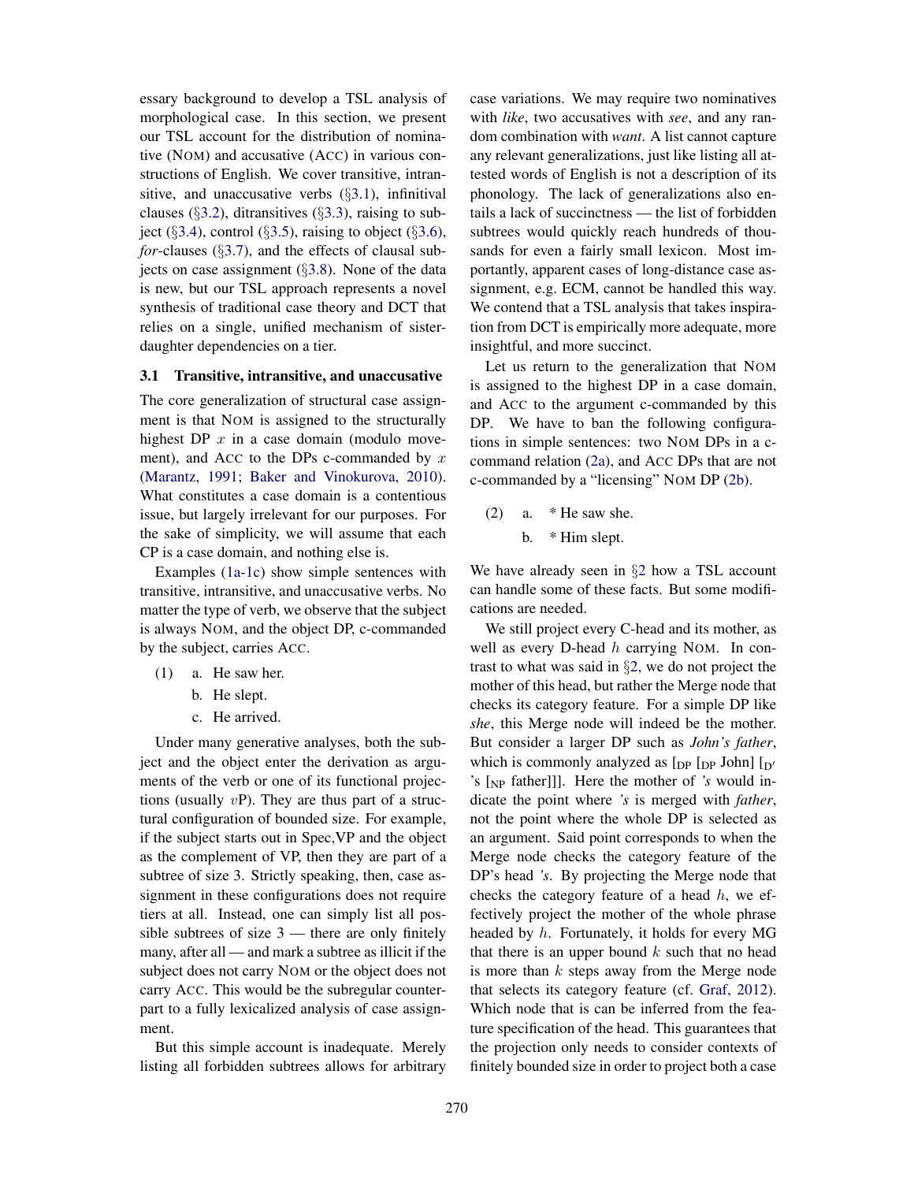essary background to develop a TSL analysis of morphological case. In this section, we present our TSL account for the distribution of nominative (NOM) and accusative (ACC) in various constructions of English. We cover transitive, intransitive, and unaccusative verbs (§3.1), infinitival clauses (§3.2), ditransitives (§3.3), raising to subject (§3.4), control (§3.5), raising to object (§3.6), *for*-clauses (§3.7), and the effects of clausal subjects on case assignment (§3.8). None of the data is new, but our TSL approach represents a novel synthesis of traditional case theory and DCT that relies on a single, unified mechanism of sister-daughter dependencies on a tier.

### 3.1 Transitive, intransitive, and unaccusative

The core generalization of structural case assignment is that NOM is assigned to the structurally highest DP $x$ in a case domain (modulo movement), and ACC to the DPs c-commanded by $x$ (Marantz, 1991; Baker and Vinokurova, 2010). What constitutes a case domain is a contentious issue, but largely irrelevant for our purposes. For the sake of simplicity, we will assume that each CP is a case domain, and nothing else is.

Examples (1a-1c) show simple sentences with transitive, intransitive, and unaccusative verbs. No matter the type of verb, we observe that the subject is always NOM, and the object DP, c-commanded by the subject, carries ACC.

(1) a. He saw her.
    b. He slept.
    c. He arrived.

Under many generative analyses, both the subject and the object enter the derivation as arguments of the verb or one of its functional projections (usually $v$P). They are thus part of a structural configuration of bounded size. For example, if the subject starts out in Spec,VP and the object as the complement of VP, then they are part of a subtree of size 3. Strictly speaking, then, case assignment in these configurations does not require tiers at all. Instead, one can simply list all possible subtrees of size 3 — there are only finitely many, after all — and mark a subtree as illicit if the subject does not carry NOM or the object does not carry ACC. This would be the subregular counterpart to a fully lexicalized analysis of case assignment.

But this simple account is inadequate. Merely listing all forbidden subtrees allows for arbitrary case variations. We may require two nominatives with *like*, two accusatives with *see*, and any random combination with *want*. A list cannot capture any relevant generalizations, just like listing all attested words of English is not a description of its phonology. The lack of generalizations also entails a lack of succinctness — the list of forbidden subtrees would quickly reach hundreds of thousands for even a fairly small lexicon. Most importantly, apparent cases of long-distance case assignment, e.g. ECM, cannot be handled this way. We contend that a TSL analysis that takes inspiration from DCT is empirically more adequate, more insightful, and more succinct.

Let us return to the generalization that NOM is assigned to the highest DP in a case domain, and ACC to the argument c-commanded by this DP. We have to ban the following configurations in simple sentences: two NOM DPs in a c-command relation (2a), and ACC DPs that are not c-commanded by a "licensing" NOM DP (2b).

(2) a. * He saw she.
    b. * Him slept.

We have already seen in §2 how a TSL account can handle some of these facts. But some modifications are needed.

We still project every C-head and its mother, as well as every D-head $h$ carrying NOM. In contrast to what was said in §2, we do not project the mother of this head, but rather the Merge node that checks its category feature. For a simple DP like *she*, this Merge node will indeed be the mother. But consider a larger DP such as *John's father*, which is commonly analyzed as [$_{\text{DP}}$ [$_{\text{DP}}$ John] [$_{\text{D}'}$ 's [$_{\text{NP}}$ father]]]. Here the mother of *'s* would indicate the point where *'s* is merged with *father*, not the point where the whole DP is selected as an argument. Said point corresponds to when the Merge node checks the category feature of the DP's head *'s*. By projecting the Merge node that checks the category feature of a head $h$, we effectively project the mother of the whole phrase headed by $h$. Fortunately, it holds for every MG that there is an upper bound $k$ such that no head is more than $k$ steps away from the Merge node that selects its category feature (cf. Graf, 2012). Which node that is can be inferred from the feature specification of the head. This guarantees that the projection only needs to consider contexts of finitely bounded size in order to project both a case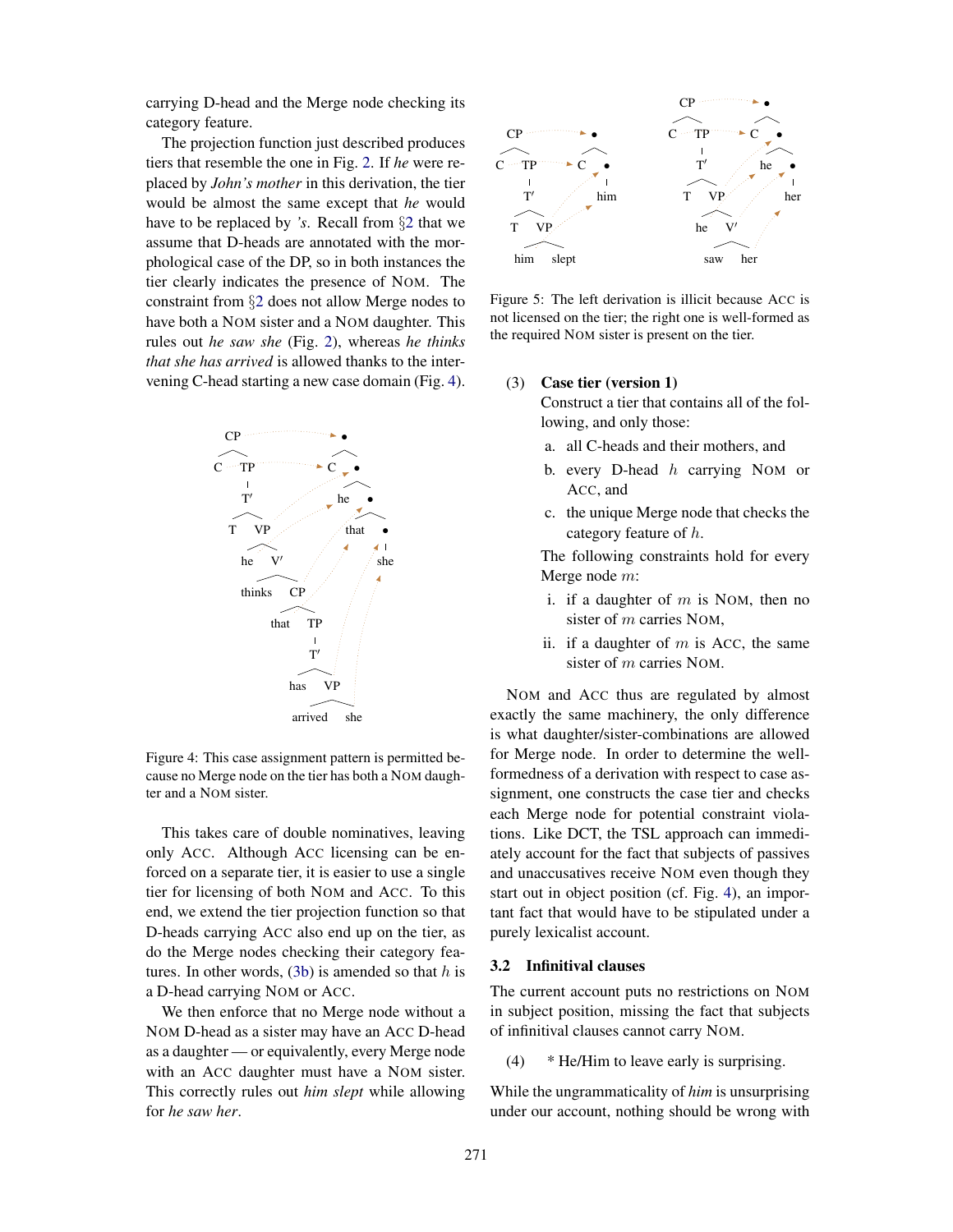carrying D-head and the Merge node checking its category feature.

The projection function just described produces tiers that resemble the one in Fig. 2. If *he* were replaced by *John's mother* in this derivation, the tier would be almost the same except that *he* would have to be replaced by *'s*. Recall from §2 that we assume that D-heads are annotated with the morphological case of the DP, so in both instances the tier clearly indicates the presence of NOM. The constraint from §2 does not allow Merge nodes to have both a NOM sister and a NOM daughter. This rules out *he saw she* (Fig. 2), whereas *he thinks that she has arrived* is allowed thanks to the intervening C-head starting a new case domain (Fig. 4).

Figure 4: This case assignment pattern is permitted because no Merge node on the tier has both a NOM daughter and a NOM sister.

This takes care of double nominatives, leaving only ACC. Although ACC licensing can be enforced on a separate tier, it is easier to use a single tier for licensing of both NOM and ACC. To this end, we extend the tier projection function so that D-heads carrying ACC also end up on the tier, as do the Merge nodes checking their category features. In other words, (3b) is amended so that $h$ is a D-head carrying NOM or ACC.

We then enforce that no Merge node without a NOM D-head as a sister may have an ACC D-head as a daughter — or equivalently, every Merge node with an ACC daughter must have a NOM sister. This correctly rules out *him slept* while allowing for *he saw her*.

Figure 5: The left derivation is illicit because ACC is not licensed on the tier; the right one is well-formed as the required NOM sister is present on the tier.

(3) **Case tier (version 1)**
Construct a tier that contains all of the following, and only those:

a. all C-heads and their mothers, and
b. every D-head $h$ carrying NOM or ACC, and
c. the unique Merge node that checks the category feature of $h$.

The following constraints hold for every Merge node $m$:

i. if a daughter of $m$ is NOM, then no sister of $m$ carries NOM,
ii. if a daughter of $m$ is ACC, the same sister of $m$ carries NOM.

NOM and ACC thus are regulated by almost exactly the same machinery, the only difference is what daughter/sister-combinations are allowed for Merge node. In order to determine the well-formedness of a derivation with respect to case assignment, one constructs the case tier and checks each Merge node for potential constraint violations. Like DCT, the TSL approach can immediately account for the fact that subjects of passives and unaccusatives receive NOM even though they start out in object position (cf. Fig. 4), an important fact that would have to be stipulated under a purely lexicalist account.

### 3.2 Infinitival clauses

The current account puts no restrictions on NOM in subject position, missing the fact that subjects of infinitival clauses cannot carry NOM.

(4) * He/Him to leave early is surprising.

While the ungrammaticality of *him* is unsurprising under our account, nothing should be wrong with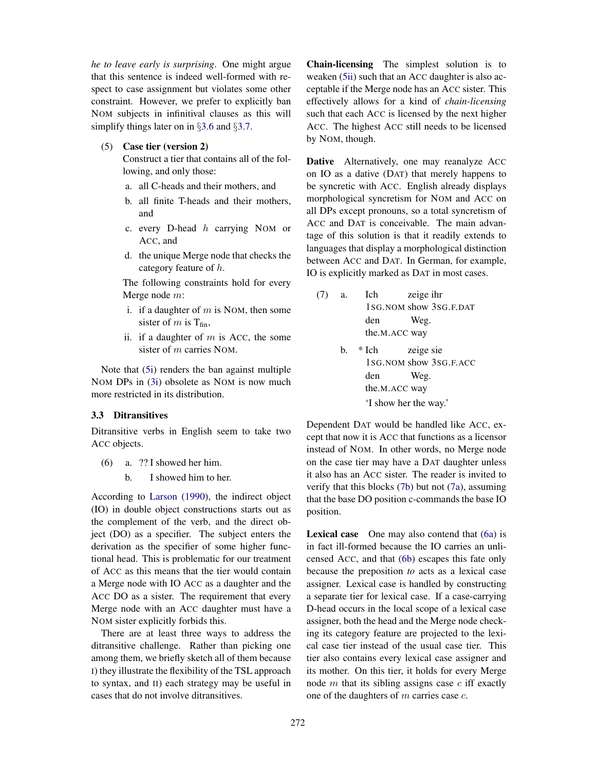*he to leave early is surprising*. One might argue that this sentence is indeed well-formed with respect to case assignment but violates some other constraint. However, we prefer to explicitly ban NOM subjects in infinitival clauses as this will simplify things later on in §3.6 and §3.7.

(5) **Case tier (version 2)**
Construct a tier that contains all of the following, and only those:

a. all C-heads and their mothers, and
b. all finite T-heads and their mothers, and
c. every D-head $h$ carrying NOM or ACC, and
d. the unique Merge node that checks the category feature of $h$.

The following constraints hold for every Merge node $m$:

i. if a daughter of $m$ is NOM, then some sister of $m$ is $T_{\text{fin}}$,
ii. if a daughter of $m$ is ACC, the some sister of $m$ carries NOM.

Note that (5i) renders the ban against multiple NOM DPs in (3i) obsolete as NOM is now much more restricted in its distribution.

### 3.3 Ditransitives

Ditransitive verbs in English seem to take two ACC objects.

(6) a. ?? I showed her him.
b. I showed him to her.

According to Larson (1990), the indirect object (IO) in double object constructions starts out as the complement of the verb, and the direct object (DO) as a specifier. The subject enters the derivation as the specifier of some higher functional head. This is problematic for our treatment of ACC as this means that the tier would contain a Merge node with IO ACC as a daughter and the ACC DO as a sister. The requirement that every Merge node with an ACC daughter must have a NOM sister explicitly forbids this.

There are at least three ways to address the ditransitive challenge. Rather than picking one among them, we briefly sketch all of them because I) they illustrate the flexibility of the TSL approach to syntax, and II) each strategy may be useful in cases that do not involve ditransitives.

**Chain-licensing** The simplest solution is to weaken (5ii) such that an ACC daughter is also acceptable if the Merge node has an ACC sister. This effectively allows for a kind of *chain-licensing* such that each ACC is licensed by the next higher ACC. The highest ACC still needs to be licensed by NOM, though.

**Dative** Alternatively, one may reanalyze ACC on IO as a dative (DAT) that merely happens to be syncretic with ACC. English already displays morphological syncretism for NOM and ACC on all DPs except pronouns, so a total syncretism of ACC and DAT is conceivable. The main advantage of this solution is that it readily extends to languages that display a morphological distinction between ACC and DAT. In German, for example, IO is explicitly marked as DAT in most cases.

(7) a. Ich zeige ihr den Weg.
1SG.NOM show 3SG.F.DAT the.M.ACC way

b. * Ich zeige sie den Weg.
1SG.NOM show 3SG.F.ACC the.M.ACC way
'I show her the way.'

Dependent DAT would be handled like ACC, except that now it is ACC that functions as a licensor instead of NOM. In other words, no Merge node on the case tier may have a DAT daughter unless it also has an ACC sister. The reader is invited to verify that this blocks (7b) but not (7a), assuming that the base DO position c-commands the base IO position.

**Lexical case** One may also contend that (6a) is in fact ill-formed because the IO carries an unlicensed ACC, and that (6b) escapes this fate only because the preposition *to* acts as a lexical case assigner. Lexical case is handled by constructing a separate tier for lexical case. If a case-carrying D-head occurs in the local scope of a lexical case assigner, both the head and the Merge node checking its category feature are projected to the lexical case tier instead of the usual case tier. This tier also contains every lexical case assigner and its mother. On this tier, it holds for every Merge node $m$ that its sibling assigns case $c$ iff exactly one of the daughters of $m$ carries case $c$.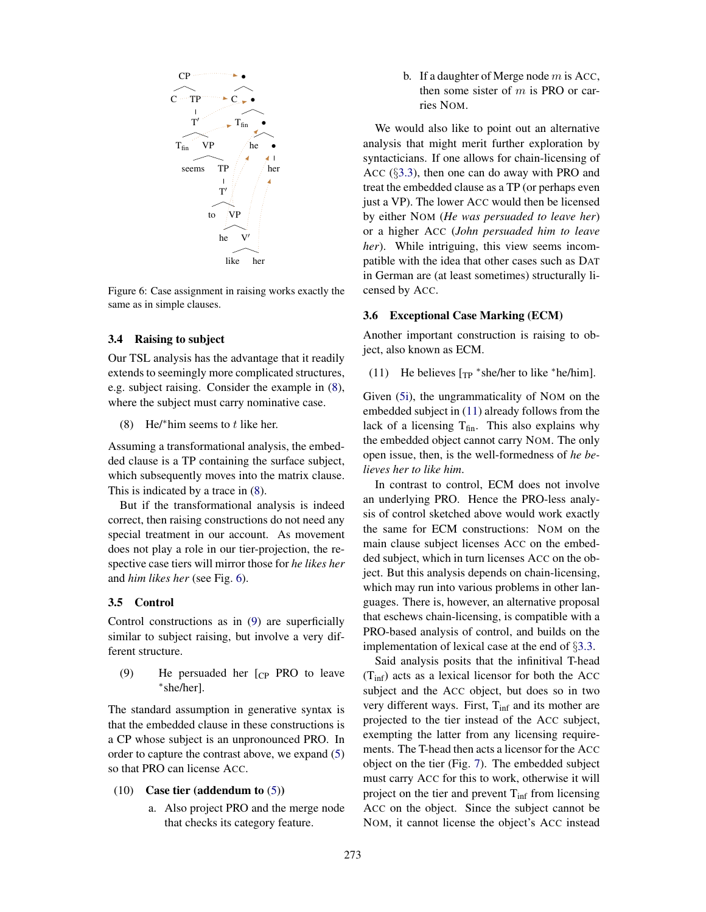Figure 6: Case assignment in raising works exactly the same as in simple clauses.

### 3.4 Raising to subject

Our TSL analysis has the advantage that it readily extends to seemingly more complicated structures, e.g. subject raising. Consider the example in (8), where the subject must carry nominative case.

(8) He/*him seems to $t$ like her.

Assuming a transformational analysis, the embedded clause is a TP containing the surface subject, which subsequently moves into the matrix clause. This is indicated by a trace in (8).

But if the transformational analysis is indeed correct, then raising constructions do not need any special treatment in our account. As movement does not play a role in our tier-projection, the respective case tiers will mirror those for *he likes her* and *him likes her* (see Fig. 6).

### 3.5 Control

Control constructions as in (9) are superficially similar to subject raising, but involve a very different structure.

(9) He persuaded her [$_{\text{CP}}$ PRO to leave *she/her].

The standard assumption in generative syntax is that the embedded clause in these constructions is a CP whose subject is an unpronounced PRO. In order to capture the contrast above, we expand (5) so that PRO can license ACC.

(10) **Case tier (addendum to (5))**

a. Also project PRO and the merge node that checks its category feature.

b. If a daughter of Merge node $m$ is ACC, then some sister of $m$ is PRO or carries NOM.

We would also like to point out an alternative analysis that might merit further exploration by syntacticians. If one allows for chain-licensing of ACC (§3.3), then one can do away with PRO and treat the embedded clause as a TP (or perhaps even just a VP). The lower ACC would then be licensed by either NOM (*He was persuaded to leave her*) or a higher ACC (*John persuaded him to leave her*). While intriguing, this view seems incompatible with the idea that other cases such as DAT in German are (at least sometimes) structurally licensed by ACC.

### 3.6 Exceptional Case Marking (ECM)

Another important construction is raising to object, also known as ECM.

(11) He believes [$_{\text{TP}}$ *she/her to like *he/him].

Given (5i), the ungrammaticality of NOM on the embedded subject in (11) already follows from the lack of a licensing $\text{T}_{\text{fin}}$. This also explains why the embedded object cannot carry NOM. The only open issue, then, is the well-formedness of *he believes her to like him*.

In contrast to control, ECM does not involve an underlying PRO. Hence the PRO-less analysis of control sketched above would work exactly the same for ECM constructions: NOM on the main clause subject licenses ACC on the embedded subject, which in turn licenses ACC on the object. But this analysis depends on chain-licensing, which may run into various problems in other languages. There is, however, an alternative proposal that eschews chain-licensing, is compatible with a PRO-based analysis of control, and builds on the implementation of lexical case at the end of §3.3.

Said analysis posits that the infinitival T-head ($\text{T}_{\text{inf}}$) acts as a lexical licensor for both the ACC subject and the ACC object, but does so in two very different ways. First, $\text{T}_{\text{inf}}$ and its mother are projected to the tier instead of the ACC subject, exempting the latter from any licensing requirements. The T-head then acts a licensor for the ACC object on the tier (Fig. 7). The embedded subject must carry ACC for this to work, otherwise it will project on the tier and prevent $\text{T}_{\text{inf}}$ from licensing ACC on the object. Since the subject cannot be NOM, it cannot license the object's ACC instead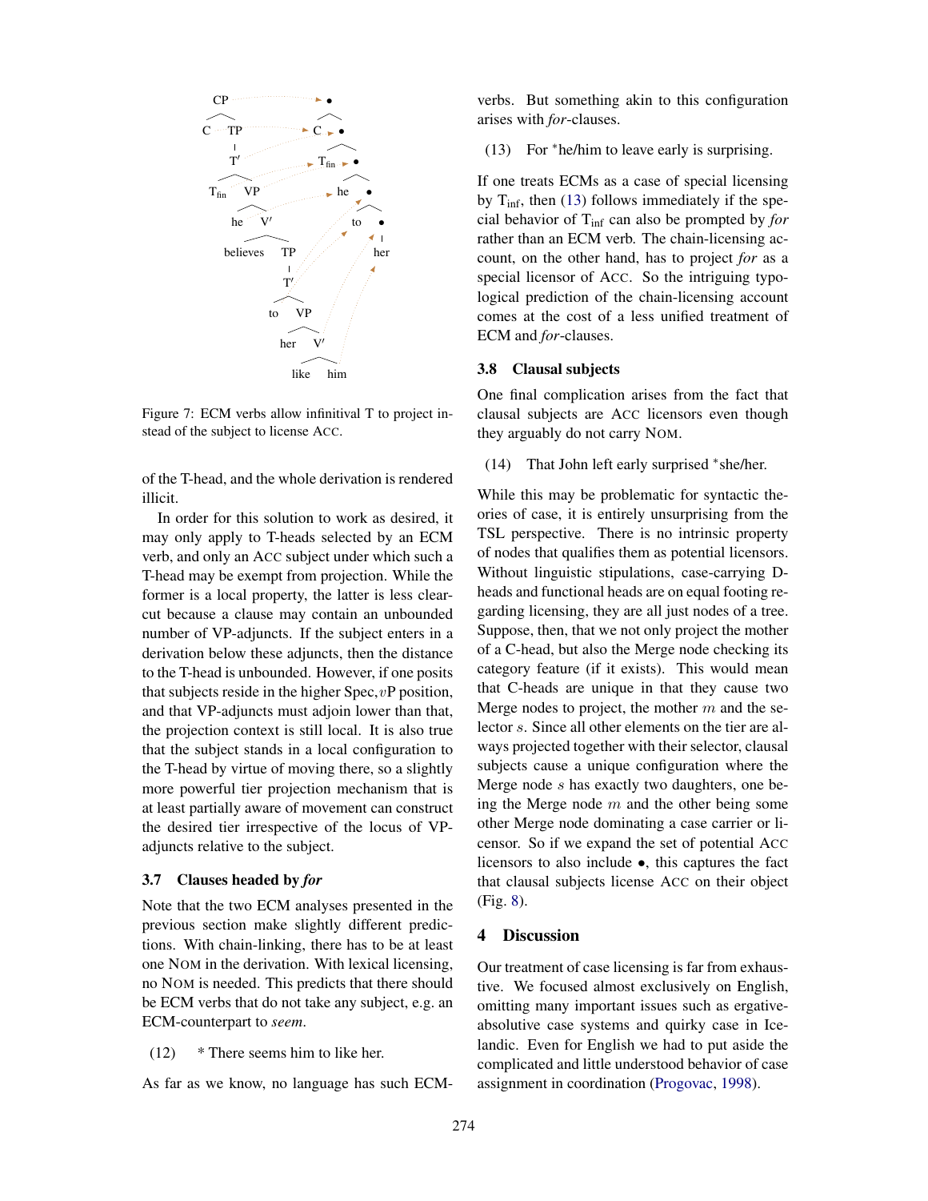Figure 7: ECM verbs allow infinitival T to project instead of the subject to license ACC.

of the T-head, and the whole derivation is rendered illicit.

In order for this solution to work as desired, it may only apply to T-heads selected by an ECM verb, and only an ACC subject under which such a T-head may be exempt from projection. While the former is a local property, the latter is less clear-cut because a clause may contain an unbounded number of VP-adjuncts. If the subject enters in a derivation below these adjuncts, then the distance to the T-head is unbounded. However, if one posits that subjects reside in the higher Spec,$v$P position, and that VP-adjuncts must adjoin lower than that, the projection context is still local. It is also true that the subject stands in a local configuration to the T-head by virtue of moving there, so a slightly more powerful tier projection mechanism that is at least partially aware of movement can construct the desired tier irrespective of the locus of VP-adjuncts relative to the subject.

### 3.7 Clauses headed by *for*

Note that the two ECM analyses presented in the previous section make slightly different predictions. With chain-linking, there has to be at least one NOM in the derivation. With lexical licensing, no NOM is needed. This predicts that there should be ECM verbs that do not take any subject, e.g. an ECM-counterpart to *seem*.

(12) * There seems him to like her.

As far as we know, no language has such ECM-verbs. But something akin to this configuration arises with *for*-clauses.

(13) For *he/him to leave early is surprising.

If one treats ECMs as a case of special licensing by $T_{inf}$, then (13) follows immediately if the special behavior of $T_{inf}$ can also be prompted by *for* rather than an ECM verb. The chain-licensing account, on the other hand, has to project *for* as a special licensor of ACC. So the intriguing typological prediction of the chain-licensing account comes at the cost of a less unified treatment of ECM and *for*-clauses.

### 3.8 Clausal subjects

One final complication arises from the fact that clausal subjects are ACC licensors even though they arguably do not carry NOM.

(14) That John left early surprised *she/her.

While this may be problematic for syntactic theories of case, it is entirely unsurprising from the TSL perspective. There is no intrinsic property of nodes that qualifies them as potential licensors. Without linguistic stipulations, case-carrying D-heads and functional heads are on equal footing regarding licensing, they are all just nodes of a tree. Suppose, then, that we not only project the mother of a C-head, but also the Merge node checking its category feature (if it exists). This would mean that C-heads are unique in that they cause two Merge nodes to project, the mother $m$ and the selector $s$. Since all other elements on the tier are always projected together with their selector, clausal subjects cause a unique configuration where the Merge node $s$ has exactly two daughters, one being the Merge node $m$ and the other being some other Merge node dominating a case carrier or licensor. So if we expand the set of potential ACC licensors to also include •, this captures the fact that clausal subjects license ACC on their object (Fig. 8).

## 4 Discussion

Our treatment of case licensing is far from exhaustive. We focused almost exclusively on English, omitting many important issues such as ergative-absolutive case systems and quirky case in Icelandic. Even for English we had to put aside the complicated and little understood behavior of case assignment in coordination (Progovac, 1998).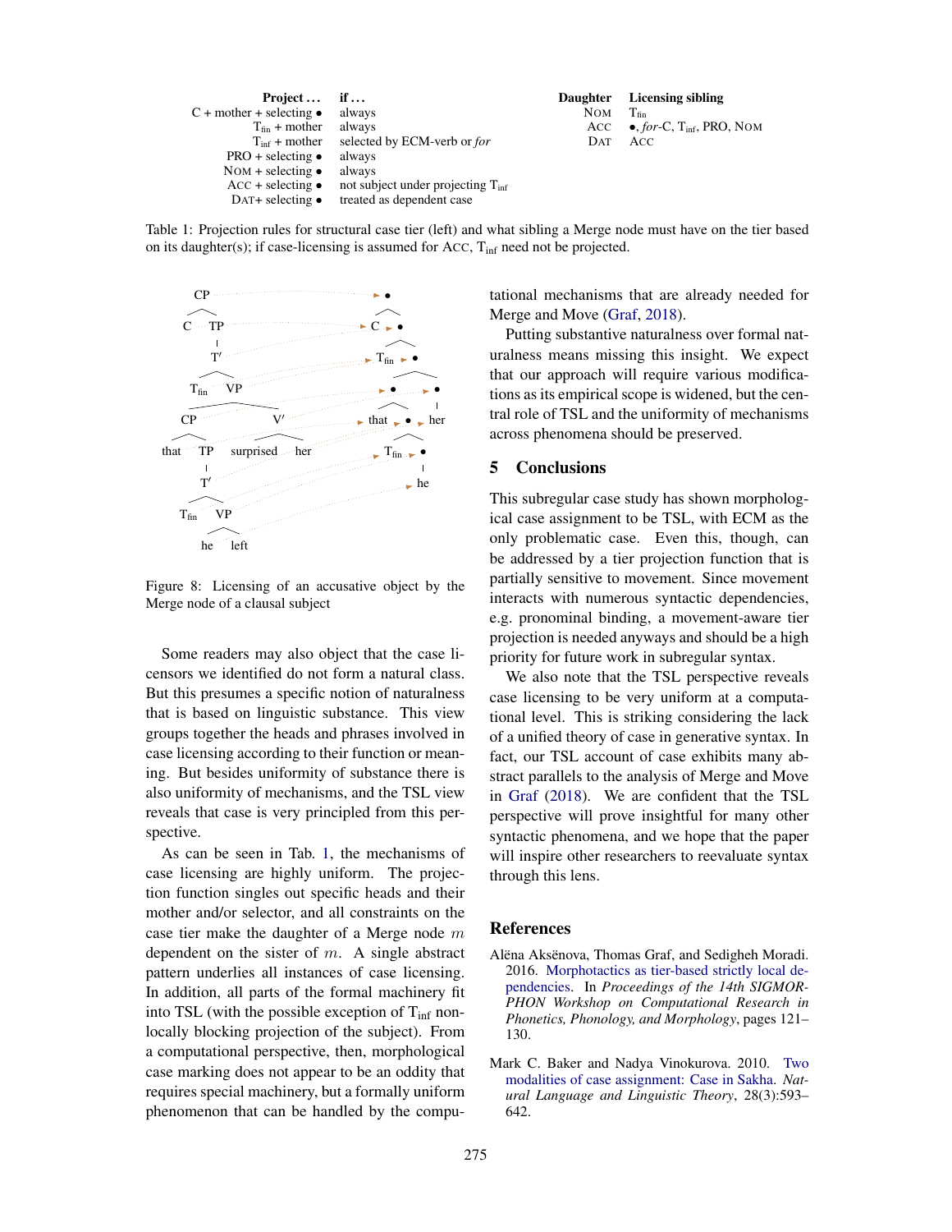| Project ... | if ... |
|---|---|
| C + mother + selecting • | always |
| $T_{fin}$ + mother | always |
| $T_{inf}$ + mother | selected by ECM-verb or *for* |
| PRO + selecting • | always |
| NOM + selecting • | always |
| ACC + selecting • | not subject under projecting $T_{inf}$ |
| DAT+ selecting • | treated as dependent case |

| Daughter | Licensing sibling |
|---|---|
| NOM | $T_{fin}$ |
| ACC | •, *for*-C, $T_{inf}$, PRO, NOM |
| DAT | ACC |

Table 1: Projection rules for structural case tier (left) and what sibling a Merge node must have on the tier based on its daughter(s); if case-licensing is assumed for ACC, $T_{inf}$ need not be projected.

Figure 8: Licensing of an accusative object by the Merge node of a clausal subject

Some readers may also object that the case licensors we identified do not form a natural class. But this presumes a specific notion of naturalness that is based on linguistic substance. This view groups together the heads and phrases involved in case licensing according to their function or meaning. But besides uniformity of substance there is also uniformity of mechanisms, and the TSL view reveals that case is very principled from this perspective.

As can be seen in Tab. 1, the mechanisms of case licensing are highly uniform. The projection function singles out specific heads and their mother and/or selector, and all constraints on the case tier make the daughter of a Merge node $m$ dependent on the sister of $m$. A single abstract pattern underlies all instances of case licensing. In addition, all parts of the formal machinery fit into TSL (with the possible exception of $T_{inf}$ non-locally blocking projection of the subject). From a computational perspective, then, morphological case marking does not appear to be an oddity that requires special machinery, but a formally uniform phenomenon that can be handled by the computational mechanisms that are already needed for Merge and Move (Graf, 2018).

Putting substantive naturalness over formal naturalness means missing this insight. We expect that our approach will require various modifications as its empirical scope is widened, but the central role of TSL and the uniformity of mechanisms across phenomena should be preserved.

## 5 Conclusions

This subregular case study has shown morphological case assignment to be TSL, with ECM as the only problematic case. Even this, though, can be addressed by a tier projection function that is partially sensitive to movement. Since movement interacts with numerous syntactic dependencies, e.g. pronominal binding, a movement-aware tier projection is needed anyways and should be a high priority for future work in subregular syntax.

We also note that the TSL perspective reveals case licensing to be very uniform at a computational level. This is striking considering the lack of a unified theory of case in generative syntax. In fact, our TSL account of case exhibits many abstract parallels to the analysis of Merge and Move in Graf (2018). We are confident that the TSL perspective will prove insightful for many other syntactic phenomena, and we hope that the paper will inspire other researchers to reevaluate syntax through this lens.

## References

Alëna Aksënova, Thomas Graf, and Sedigheh Moradi. 2016. Morphotactics as tier-based strictly local dependencies. In *Proceedings of the 14th SIGMORPHON Workshop on Computational Research in Phonetics, Phonology, and Morphology*, pages 121–130.

Mark C. Baker and Nadya Vinokurova. 2010. Two modalities of case assignment: Case in Sakha. *Natural Language and Linguistic Theory*, 28(3):593–642.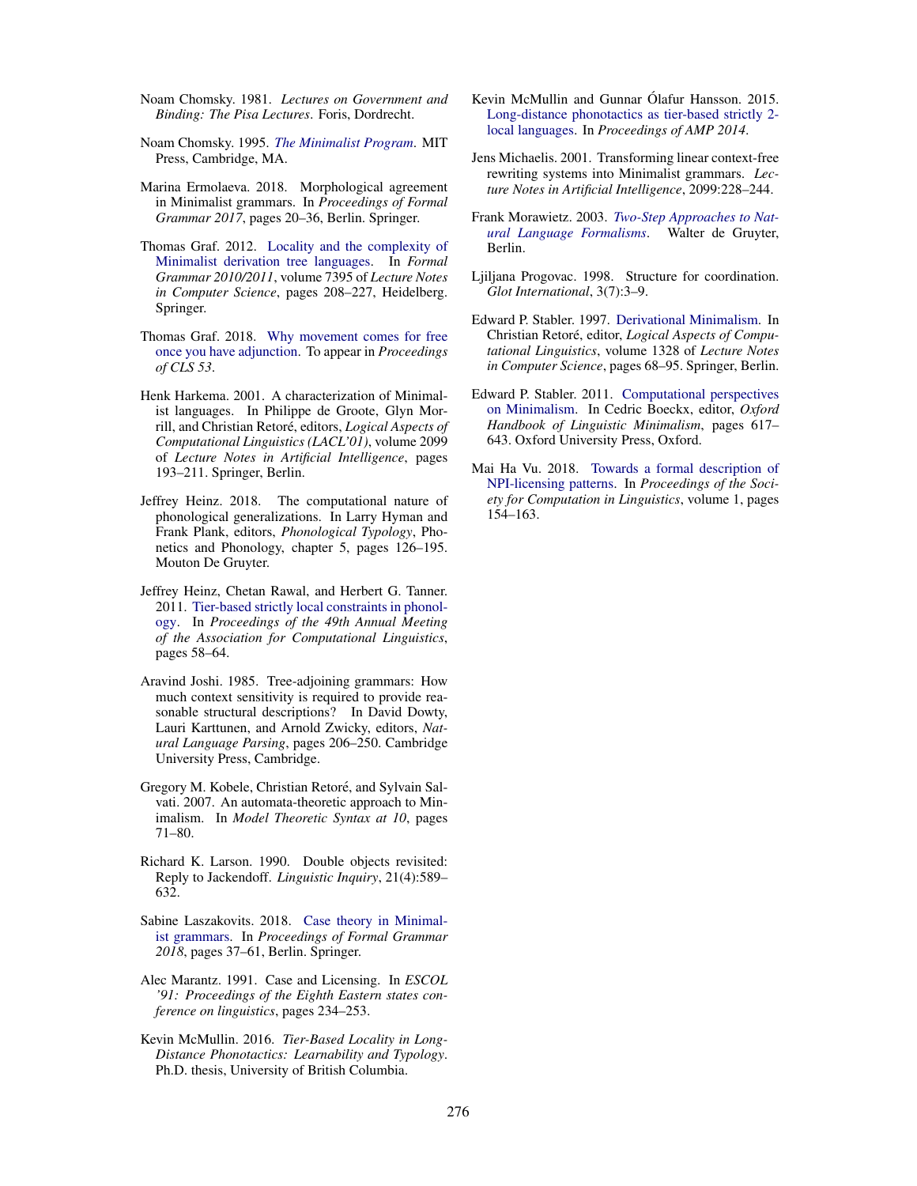Noam Chomsky. 1981. *Lectures on Government and Binding: The Pisa Lectures*. Foris, Dordrecht.

Noam Chomsky. 1995. *The Minimalist Program*. MIT Press, Cambridge, MA.

Marina Ermolaeva. 2018. Morphological agreement in Minimalist grammars. In *Proceedings of Formal Grammar 2017*, pages 20–36, Berlin. Springer.

Thomas Graf. 2012. Locality and the complexity of Minimalist derivation tree languages. In *Formal Grammar 2010/2011*, volume 7395 of *Lecture Notes in Computer Science*, pages 208–227, Heidelberg. Springer.

Thomas Graf. 2018. Why movement comes for free once you have adjunction. To appear in *Proceedings of CLS 53*.

Henk Harkema. 2001. A characterization of Minimalist languages. In Philippe de Groote, Glyn Morrill, and Christian Retoré, editors, *Logical Aspects of Computational Linguistics (LACL'01)*, volume 2099 of *Lecture Notes in Artificial Intelligence*, pages 193–211. Springer, Berlin.

Jeffrey Heinz. 2018. The computational nature of phonological generalizations. In Larry Hyman and Frank Plank, editors, *Phonological Typology*, Phonetics and Phonology, chapter 5, pages 126–195. Mouton De Gruyter.

Jeffrey Heinz, Chetan Rawal, and Herbert G. Tanner. 2011. Tier-based strictly local constraints in phonology. In *Proceedings of the 49th Annual Meeting of the Association for Computational Linguistics*, pages 58–64.

Aravind Joshi. 1985. Tree-adjoining grammars: How much context sensitivity is required to provide reasonable structural descriptions? In David Dowty, Lauri Karttunen, and Arnold Zwicky, editors, *Natural Language Parsing*, pages 206–250. Cambridge University Press, Cambridge.

Gregory M. Kobele, Christian Retoré, and Sylvain Salvati. 2007. An automata-theoretic approach to Minimalism. In *Model Theoretic Syntax at 10*, pages 71–80.

Richard K. Larson. 1990. Double objects revisited: Reply to Jackendoff. *Linguistic Inquiry*, 21(4):589–632.

Sabine Laszakovits. 2018. Case theory in Minimalist grammars. In *Proceedings of Formal Grammar 2018*, pages 37–61, Berlin. Springer.

Alec Marantz. 1991. Case and Licensing. In *ESCOL '91: Proceedings of the Eighth Eastern states conference on linguistics*, pages 234–253.

Kevin McMullin. 2016. *Tier-Based Locality in Long-Distance Phonotactics: Learnability and Typology*. Ph.D. thesis, University of British Columbia.

Kevin McMullin and Gunnar Ólafur Hansson. 2015. Long-distance phonotactics as tier-based strictly 2-local languages. In *Proceedings of AMP 2014*.

Jens Michaelis. 2001. Transforming linear context-free rewriting systems into Minimalist grammars. *Lecture Notes in Artificial Intelligence*, 2099:228–244.

Frank Morawietz. 2003. *Two-Step Approaches to Natural Language Formalisms*. Walter de Gruyter, Berlin.

Ljiljana Progovac. 1998. Structure for coordination. *Glot International*, 3(7):3–9.

Edward P. Stabler. 1997. Derivational Minimalism. In Christian Retoré, editor, *Logical Aspects of Computational Linguistics*, volume 1328 of *Lecture Notes in Computer Science*, pages 68–95. Springer, Berlin.

Edward P. Stabler. 2011. Computational perspectives on Minimalism. In Cedric Boeckx, editor, *Oxford Handbook of Linguistic Minimalism*, pages 617–643. Oxford University Press, Oxford.

Mai Ha Vu. 2018. Towards a formal description of NPI-licensing patterns. In *Proceedings of the Society for Computation in Linguistics*, volume 1, pages 154–163.